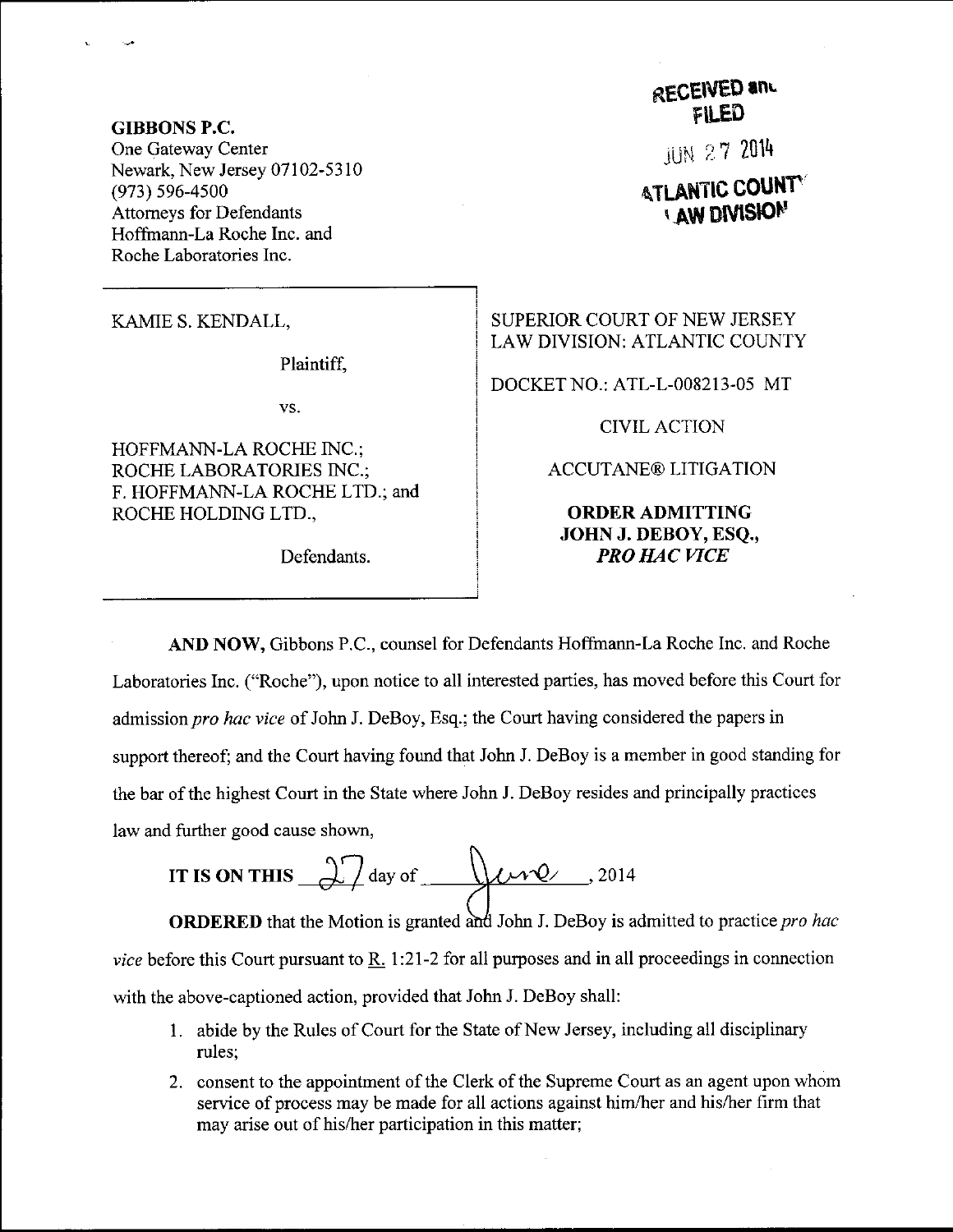**GIBBONS P.C.**
One Gateway Center
Newark, New Jersey 07102-5310
(973) 596-4500
Attorneys for Defendants
Hoffmann-La Roche Inc. and
Roche Laboratories Inc.

RECEIVED and
FILED
JUN 27 2014
ATLANTIC COUNTY
LAW DIVISION

| | |
|---|---|
| KAMIE S. KENDALL,<br><br>Plaintiff,<br><br>vs.<br><br>HOFFMANN-LA ROCHE INC.; ROCHE LABORATORIES INC.; F. HOFFMANN-LA ROCHE LTD.; and ROCHE HOLDING LTD.,<br><br>Defendants. | SUPERIOR COURT OF NEW JERSEY<br>LAW DIVISION: ATLANTIC COUNTY<br><br>DOCKET NO.: ATL-L-008213-05 MT<br><br>CIVIL ACTION<br><br>ACCUTANE® LITIGATION<br><br>**ORDER ADMITTING JOHN J. DEBOY, ESQ., *PRO HAC VICE*** |

**AND NOW,** Gibbons P.C., counsel for Defendants Hoffmann-La Roche Inc. and Roche Laboratories Inc. ("Roche"), upon notice to all interested parties, has moved before this Court for admission *pro hac vice* of John J. DeBoy, Esq.; the Court having considered the papers in support thereof; and the Court having found that John J. DeBoy is a member in good standing for the bar of the highest Court in the State where John J. DeBoy resides and principally practices law and further good cause shown,

**IT IS ON THIS** 27 day of June, 2014

**ORDERED** that the Motion is granted and John J. DeBoy is admitted to practice *pro hac vice* before this Court pursuant to R. 1:21-2 for all purposes and in all proceedings in connection with the above-captioned action, provided that John J. DeBoy shall:

1. abide by the Rules of Court for the State of New Jersey, including all disciplinary rules;
2. consent to the appointment of the Clerk of the Supreme Court as an agent upon whom service of process may be made for all actions against him/her and his/her firm that may arise out of his/her participation in this matter;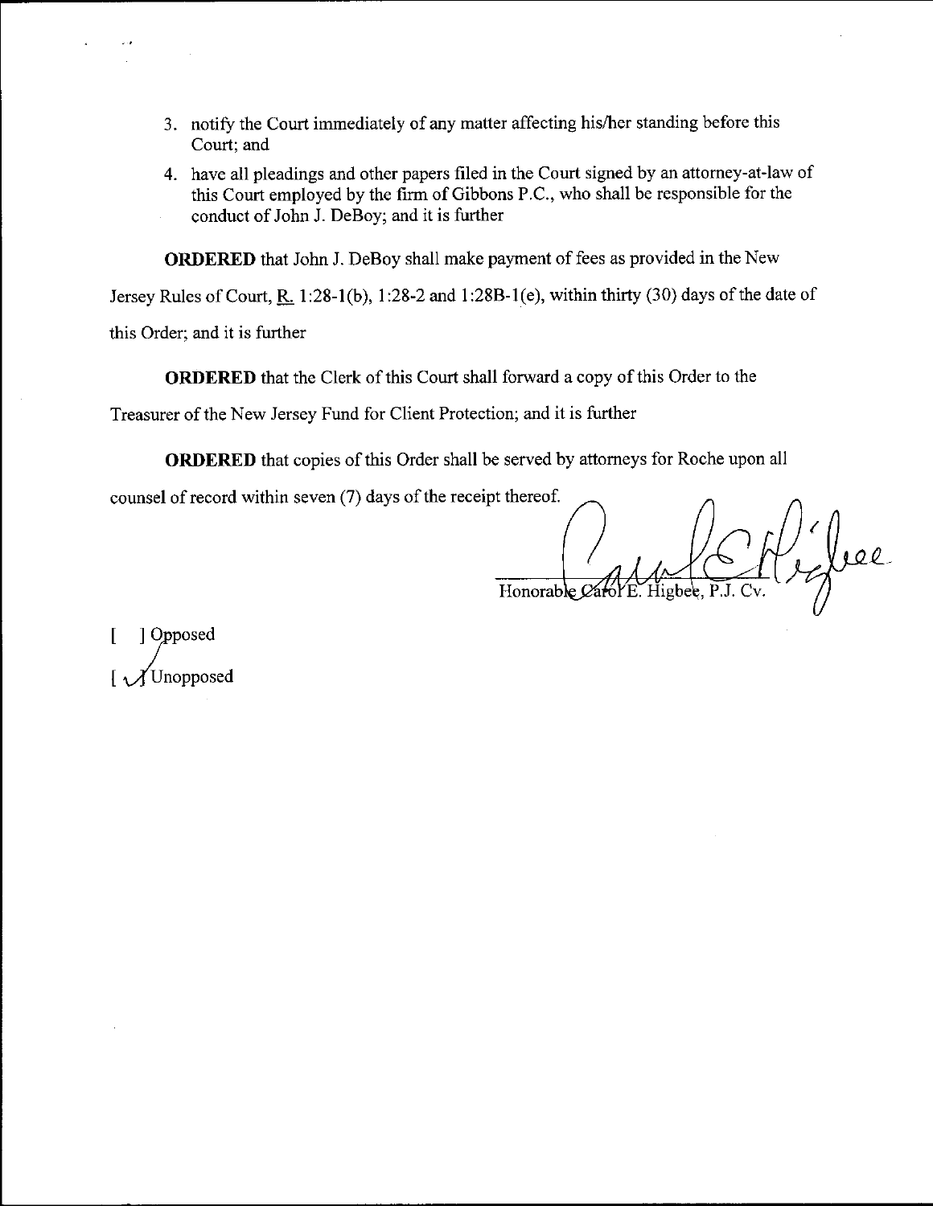3. notify the Court immediately of any matter affecting his/her standing before this Court; and
4. have all pleadings and other papers filed in the Court signed by an attorney-at-law of this Court employed by the firm of Gibbons P.C., who shall be responsible for the conduct of John J. DeBoy; and it is further

**ORDERED** that John J. DeBoy shall make payment of fees as provided in the New Jersey Rules of Court, R. 1:28-1(b), 1:28-2 and 1:28B-1(e), within thirty (30) days of the date of this Order; and it is further

**ORDERED** that the Clerk of this Court shall forward a copy of this Order to the Treasurer of the New Jersey Fund for Client Protection; and it is further

**ORDERED** that copies of this Order shall be served by attorneys for Roche upon all counsel of record within seven (7) days of the receipt thereof.

Honorable Carol E. Higbee, P.J. Cv.

[ ] Opposed

[ ✓ ] Unopposed